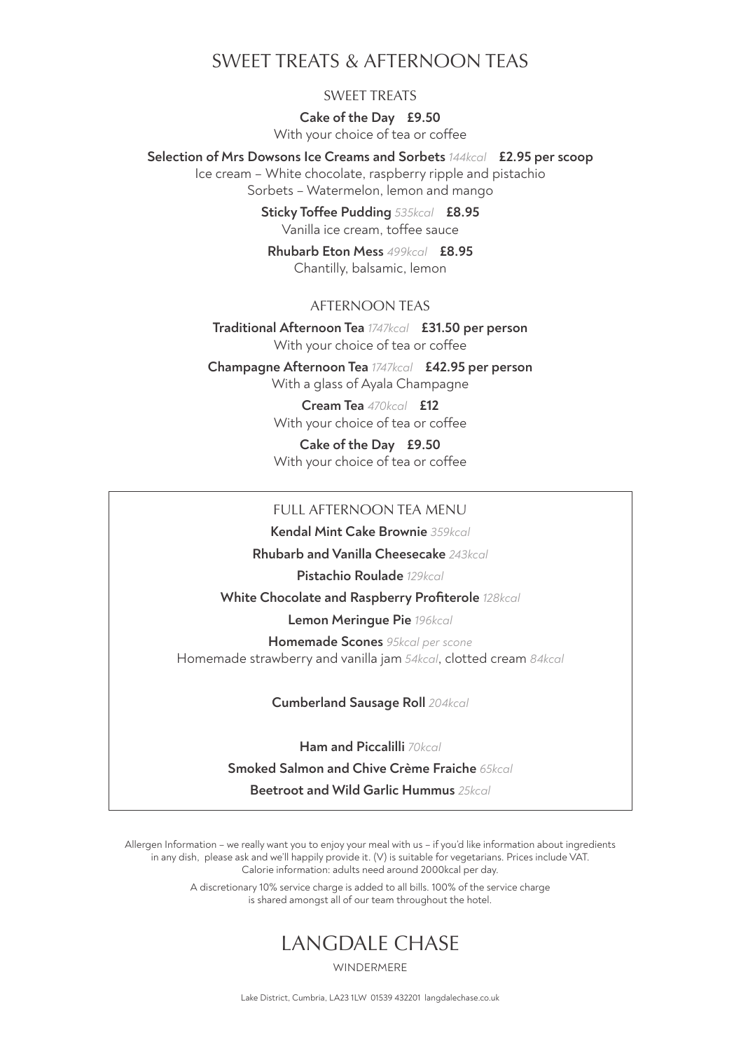# SWEET TREATS & AFTERNOON TEAS

## SWEET TREATS

**Cake of the Day** **£9.50**
With your choice of tea or coffee

**Selection of Mrs Dowsons Ice Creams and Sorbets** *144kcal* **£2.95 per scoop**
Ice cream – White chocolate, raspberry ripple and pistachio
Sorbets – Watermelon, lemon and mango

**Sticky Toffee Pudding** *535kcal* **£8.95**
Vanilla ice cream, toffee sauce

**Rhubarb Eton Mess** *499kcal* **£8.95**
Chantilly, balsamic, lemon

## AFTERNOON TEAS

**Traditional Afternoon Tea** *1747kcal* **£31.50 per person**
With your choice of tea or coffee

**Champagne Afternoon Tea** *1747kcal* **£42.95 per person**
With a glass of Ayala Champagne

**Cream Tea** *470kcal* **£12**
With your choice of tea or coffee

**Cake of the Day** **£9.50**
With your choice of tea or coffee

## FULL AFTERNOON TEA MENU

**Kendal Mint Cake Brownie** *359kcal*

**Rhubarb and Vanilla Cheesecake** *243kcal*

**Pistachio Roulade** *129kcal*

**White Chocolate and Raspberry Profiterole** *128kcal*

**Lemon Meringue Pie** *196kcal*

**Homemade Scones** *95kcal per scone*
Homemade strawberry and vanilla jam *54kcal*, clotted cream *84kcal*

**Cumberland Sausage Roll** *204kcal*

**Ham and Piccalilli** *70kcal*

**Smoked Salmon and Chive Crème Fraiche** *65kcal*

**Beetroot and Wild Garlic Hummus** *25kcal*

Allergen Information – we really want you to enjoy your meal with us – if you'd like information about ingredients in any dish, please ask and we'll happily provide it. (V) is suitable for vegetarians. Prices include VAT. Calorie information: adults need around 2000kcal per day.

A discretionary 10% service charge is added to all bills. 100% of the service charge is shared amongst all of our team throughout the hotel.

LANGDALE CHASE

WINDERMERE

Lake District, Cumbria, LA23 1LW 01539 432201 langdalechase.co.uk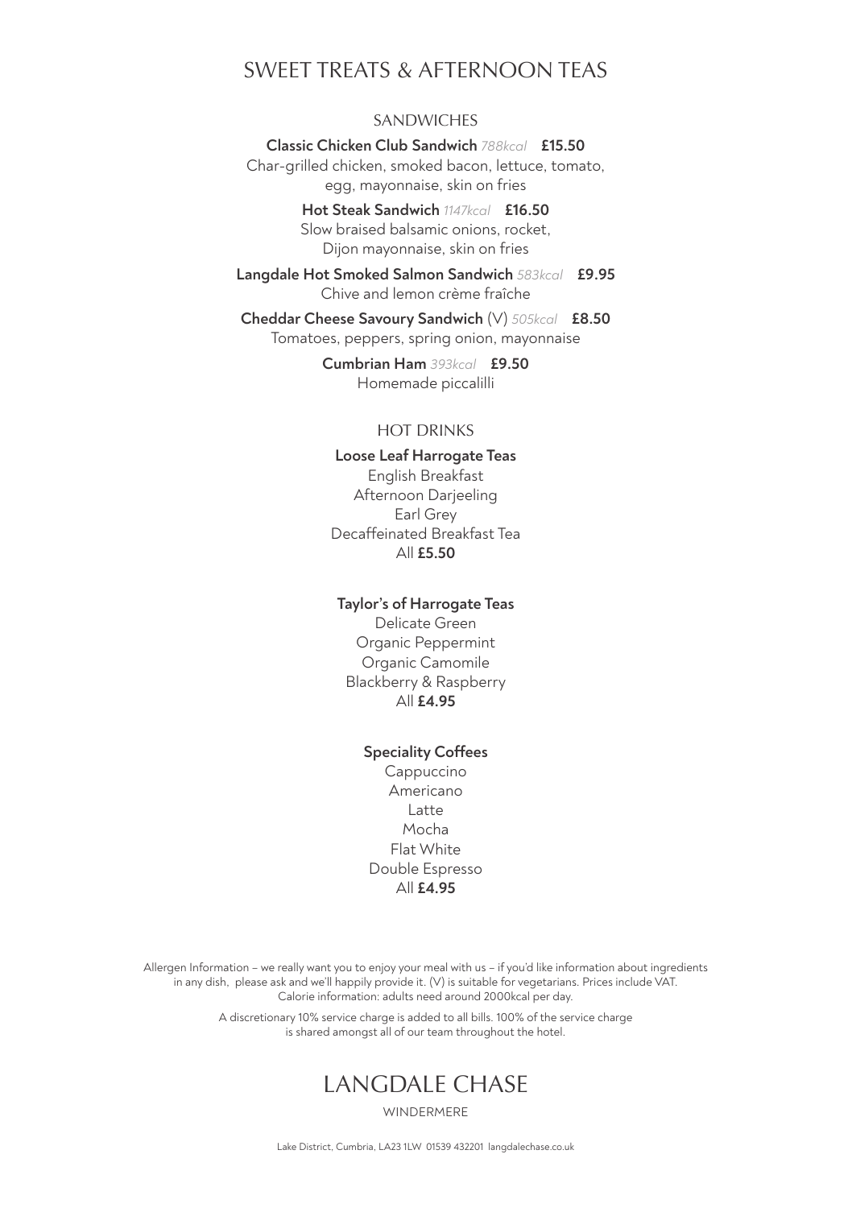# SWEET TREATS & AFTERNOON TEAS

## SANDWICHES

**Classic Chicken Club Sandwich** *788kcal* **£15.50**
Char-grilled chicken, smoked bacon, lettuce, tomato, egg, mayonnaise, skin on fries

**Hot Steak Sandwich** *1147kcal* **£16.50**
Slow braised balsamic onions, rocket, Dijon mayonnaise, skin on fries

**Langdale Hot Smoked Salmon Sandwich** *583kcal* **£9.95**
Chive and lemon crème fraîche

**Cheddar Cheese Savoury Sandwich** (V) *505kcal* **£8.50**
Tomatoes, peppers, spring onion, mayonnaise

**Cumbrian Ham** *393kcal* **£9.50**
Homemade piccalilli

## HOT DRINKS

**Loose Leaf Harrogate Teas**
English Breakfast
Afternoon Darjeeling
Earl Grey
Decaffeinated Breakfast Tea
All **£5.50**

**Taylor's of Harrogate Teas**
Delicate Green
Organic Peppermint
Organic Camomile
Blackberry & Raspberry
All **£4.95**

**Speciality Coffees**
Cappuccino
Americano
Latte
Mocha
Flat White
Double Espresso
All **£4.95**

Allergen Information – we really want you to enjoy your meal with us – if you'd like information about ingredients in any dish, please ask and we'll happily provide it. (V) is suitable for vegetarians. Prices include VAT. Calorie information: adults need around 2000kcal per day.

A discretionary 10% service charge is added to all bills. 100% of the service charge is shared amongst all of our team throughout the hotel.

LANGDALE CHASE

WINDERMERE

Lake District, Cumbria, LA23 1LW 01539 432201 langdalechase.co.uk